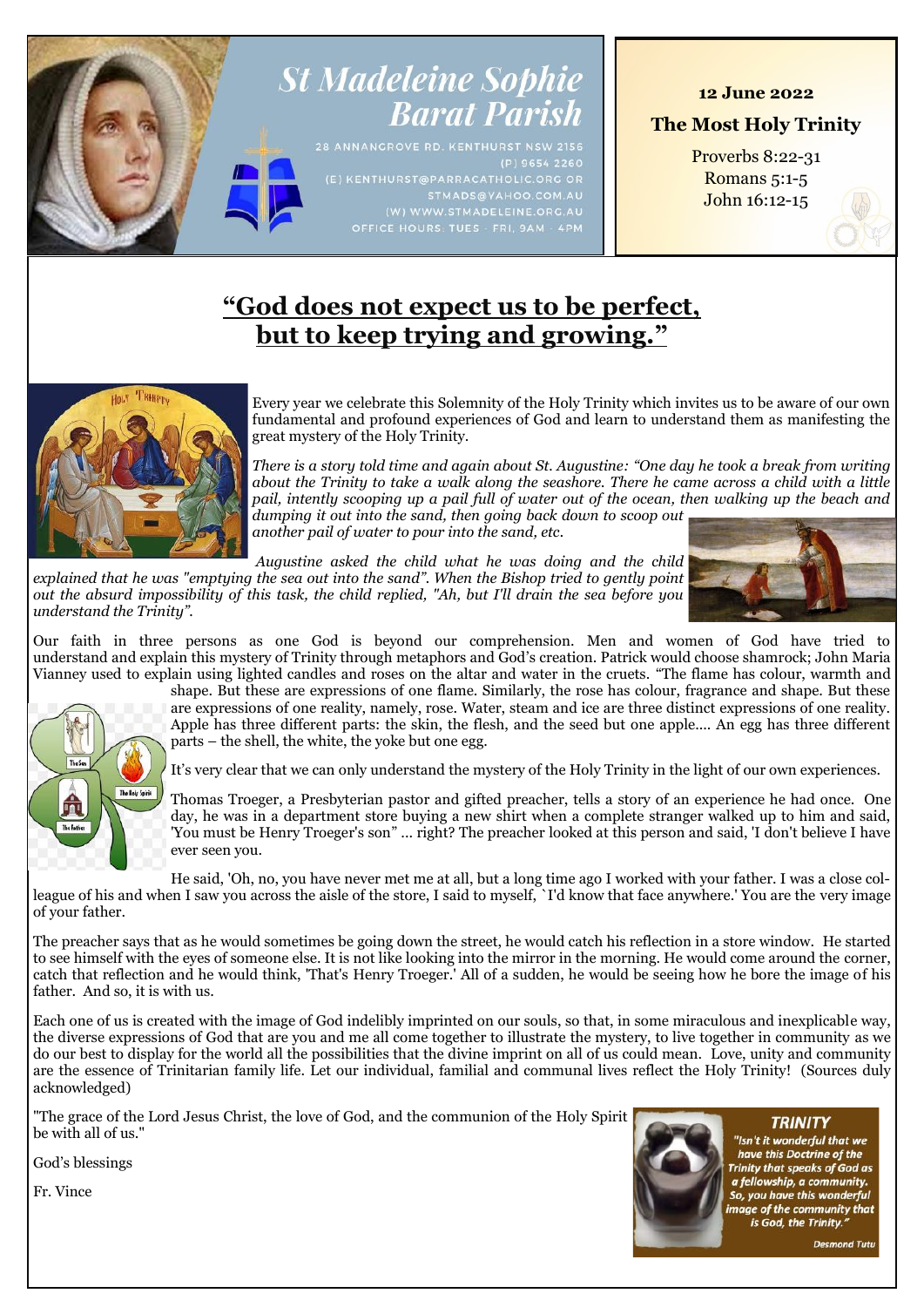# St Madeleine Sophie Barat Parish

28 ANNANGROVE RD. KENTHURST NSW 2156
(P) 9654 2260
(E) KENTHURST@PARRACATHOLIC.ORG OR STMADS@YAHOO.COM.AU
(W) WWW.STMADELEINE.ORG.AU
OFFICE HOURS: TUES - FRI, 9AM - 4PM

**12 June 2022**

**The Most Holy Trinity**

Proverbs 8:22-31
Romans 5:1-5
John 16:12-15

## “God does not expect us to be perfect, but to keep trying and growing.”

Every year we celebrate this Solemnity of the Holy Trinity which invites us to be aware of our own fundamental and profound experiences of God and learn to understand them as manifesting the great mystery of the Holy Trinity.

*There is a story told time and again about St. Augustine: “One day he took a break from writing about the Trinity to take a walk along the seashore. There he came across a child with a little pail, intently scooping up a pail full of water out of the ocean, then walking up the beach and dumping it out into the sand, then going back down to scoop out another pail of water to pour into the sand, etc.*

*Augustine asked the child what he was doing and the child explained that he was "emptying the sea out into the sand". When the Bishop tried to gently point out the absurd impossibility of this task, the child replied, "Ah, but I'll drain the sea before you understand the Trinity”.*

Our faith in three persons as one God is beyond our comprehension. Men and women of God have tried to understand and explain this mystery of Trinity through metaphors and God’s creation. Patrick would choose shamrock; John Maria Vianney used to explain using lighted candles and roses on the altar and water in the cruets. “The flame has colour, warmth and shape. But these are expressions of one flame. Similarly, the rose has colour, fragrance and shape. But these are expressions of one reality, namely, rose. Water, steam and ice are three distinct expressions of one reality. Apple has three different parts: the skin, the flesh, and the seed but one apple.... An egg has three different parts – the shell, the white, the yoke but one egg.

It’s very clear that we can only understand the mystery of the Holy Trinity in the light of our own experiences.

Thomas Troeger, a Presbyterian pastor and gifted preacher, tells a story of an experience he had once. One day, he was in a department store buying a new shirt when a complete stranger walked up to him and said, 'You must be Henry Troeger's son” ... right? The preacher looked at this person and said, 'I don't believe I have ever seen you.

He said, 'Oh, no, you have never met me at all, but a long time ago I worked with your father. I was a close colleague of his and when I saw you across the aisle of the store, I said to myself, `I'd know that face anywhere.' You are the very image of your father.

The preacher says that as he would sometimes be going down the street, he would catch his reflection in a store window. He started to see himself with the eyes of someone else. It is not like looking into the mirror in the morning. He would come around the corner, catch that reflection and he would think, 'That's Henry Troeger.' All of a sudden, he would be seeing how he bore the image of his father. And so, it is with us.

Each one of us is created with the image of God indelibly imprinted on our souls, so that, in some miraculous and inexplicable way, the diverse expressions of God that are you and me all come together to illustrate the mystery, to live together in community as we do our best to display for the world all the possibilities that the divine imprint on all of us could mean. Love, unity and community are the essence of Trinitarian family life. Let our individual, familial and communal lives reflect the Holy Trinity! (Sources duly acknowledged)

"The grace of the Lord Jesus Christ, the love of God, and the communion of the Holy Spirit be with all of us."

God’s blessings

Fr. Vince

**TRINITY**

*"Isn't it wonderful that we have this Doctrine of the Trinity that speaks of God as a fellowship, a community. So, you have this wonderful image of the community that is God, the Trinity."*

Desmond Tutu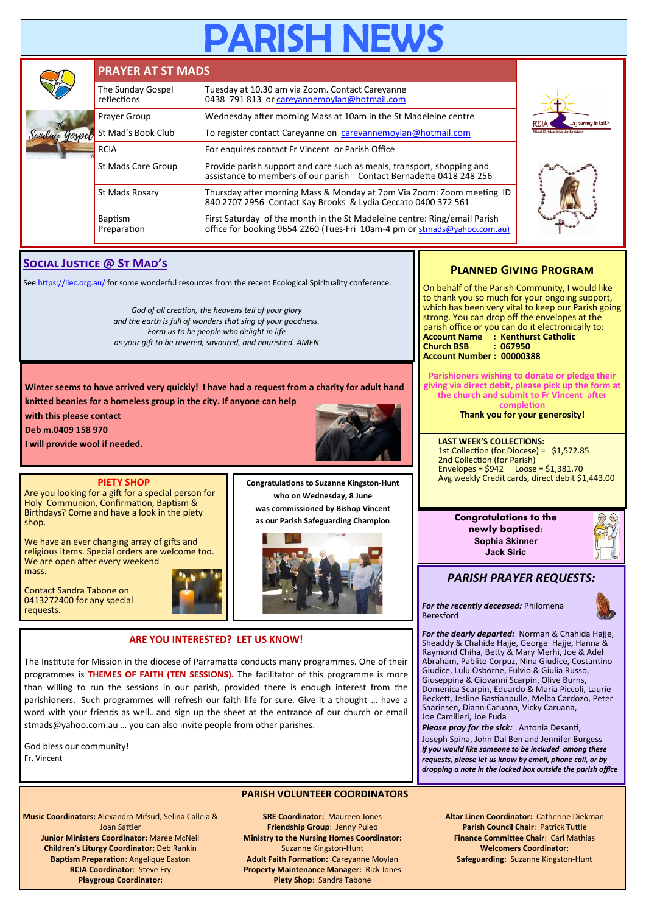# PARISH NEWS

## PRAYER AT ST MADS

| | |
|---|---|
| The Sunday Gospel reflections | Tuesday at 10.30 am via Zoom. Contact Careyanne 0438 791 813 or careyannemoylan@hotmail.com |
| Prayer Group | Wednesday after morning Mass at 10am in the St Madeleine centre |
| St Mad's Book Club | To register contact Careyanne on careyannemoylan@hotmail.com |
| RCIA | For enquires contact Fr Vincent or Parish Office |
| St Mads Care Group | Provide parish support and care such as meals, transport, shopping and assistance to members of our parish Contact Bernadette 0418 248 256 |
| St Mads Rosary | Thursday after morning Mass & Monday at 7pm Via Zoom: Zoom meeting ID 840 2707 2956 Contact Kay Brooks & Lydia Ceccato 0400 372 561 |
| Baptism Preparation | First Saturday of the month in the St Madeleine centre: Ring/email Parish office for booking 9654 2260 (Tues-Fri 10am-4 pm or stmads@yahoo.com.au) |

## SOCIAL JUSTICE @ ST MAD'S

See https://iiec.org.au/ for some wonderful resources from the recent Ecological Spirituality conference.

*God of all creation, the heavens tell of your glory*
*and the earth is full of wonders that sing of your goodness.*
*Form us to be people who delight in life*
*as your gift to be revered, savoured, and nourished. AMEN*

**Winter seems to have arrived very quickly! I have had a request from a charity for adult hand knitted beanies for a homeless group in the city. If anyone can help with this please contact**
**Deb m.0409 158 970**
**I will provide wool if needed.**

## PIETY SHOP

Are you looking for a gift for a special person for Holy Communion, Confirmation, Baptism & Birthdays? Come and have a look in the piety shop.

We have an ever changing array of gifts and religious items. Special orders are welcome too. We are open after every weekend mass.

Contact Sandra Tabone on 0413272400 for any special requests.

**Congratulations to Suzanne Kingston-Hunt who on Wednesday, 8 June was commissioned by Bishop Vincent as our Parish Safeguarding Champion**

## ARE YOU INTERESTED? LET US KNOW!

The Institute for Mission in the diocese of Parramatta conducts many programmes. One of their programmes is **THEMES OF FAITH (TEN SESSIONS).** The facilitator of this programme is more than willing to run the sessions in our parish, provided there is enough interest from the parishioners. Such programmes will refresh our faith life for sure. Give it a thought … have a word with your friends as well…and sign up the sheet at the entrance of our church or email stmads@yahoo.com.au … you can also invite people from other parishes.

God bless our community!
Fr. Vincent

## PLANNED GIVING PROGRAM

On behalf of the Parish Community, I would like to thank you so much for your ongoing support, which has been very vital to keep our Parish going strong. You can drop off the envelopes at the parish office or you can do it electronically to:
**Account Name : Kenthurst Catholic**
**Church BSB : 067950**
**Account Number : 00000388**

**Parishioners wishing to donate or pledge their giving via direct debit, please pick up the form at the church and submit to Fr Vincent after completion**
**Thank you for your generosity!**

**LAST WEEK'S COLLECTIONS:**
1st Collection (for Diocese) = $1,572.85
2nd Collection (for Parish)
Envelopes = $942 Loose = $1,381.70
Avg weekly Credit cards, direct debit $1,443.00

**Congratulations to the newly baptised:**
**Sophia Skinner**
**Jack Siric**

## *PARISH PRAYER REQUESTS:*

***For the recently deceased:*** Philomena Beresford

***For the dearly departed:*** Norman & Chahida Hajje, Sheaddy & Chahide Hajje, George Hajje, Hanna & Raymond Chiha, Betty & Mary Merhi, Joe & Adel Abraham, Pablito Corpuz, Nina Giudice, Costantino Giudice, Lulu Osborne, Fulvio & Giulia Russo, Giuseppina & Giovanni Scarpin, Olive Burns, Domenica Scarpin, Eduardo & Maria Piccoli, Laurie Beckett, Jesline Bastianpulle, Melba Cardozo, Peter Saarinsen, Diann Caruana, Vicky Caruana, Joe Camilleri, Joe Fuda

***Please pray for the sick:*** Antonia Desanti, Joseph Spina, John Dal Ben and Jennifer Burgess

***If you would like someone to be included among these requests, please let us know by email, phone call, or by dropping a note in the locked box outside the parish office***

## PARISH VOLUNTEER COORDINATORS

**Music Coordinators:** Alexandra Mifsud, Selina Calleia & Joan Sattler
**Junior Ministers Coordinator:** Maree McNeil
**Children's Liturgy Coordinator:** Deb Rankin
**Baptism Preparation**: Angelique Easton
**RCIA Coordinator**: Steve Fry
**Playgroup Coordinator:**

**SRE Coordinator:** Maureen Jones
**Friendship Group**: Jenny Puleo
**Ministry to the Nursing Homes Coordinator:** Suzanne Kingston-Hunt
**Adult Faith Formation**: Careyanne Moylan
**Property Maintenance Manager:** Rick Jones
**Piety Shop**: Sandra Tabone

**Altar Linen Coordinator:** Catherine Diekman
**Parish Council Chair**: Patrick Tuttle
**Finance Committee Chair**: Carl Mathias
**Welcomers Coordinator:**
**Safeguarding:** Suzanne Kingston-Hunt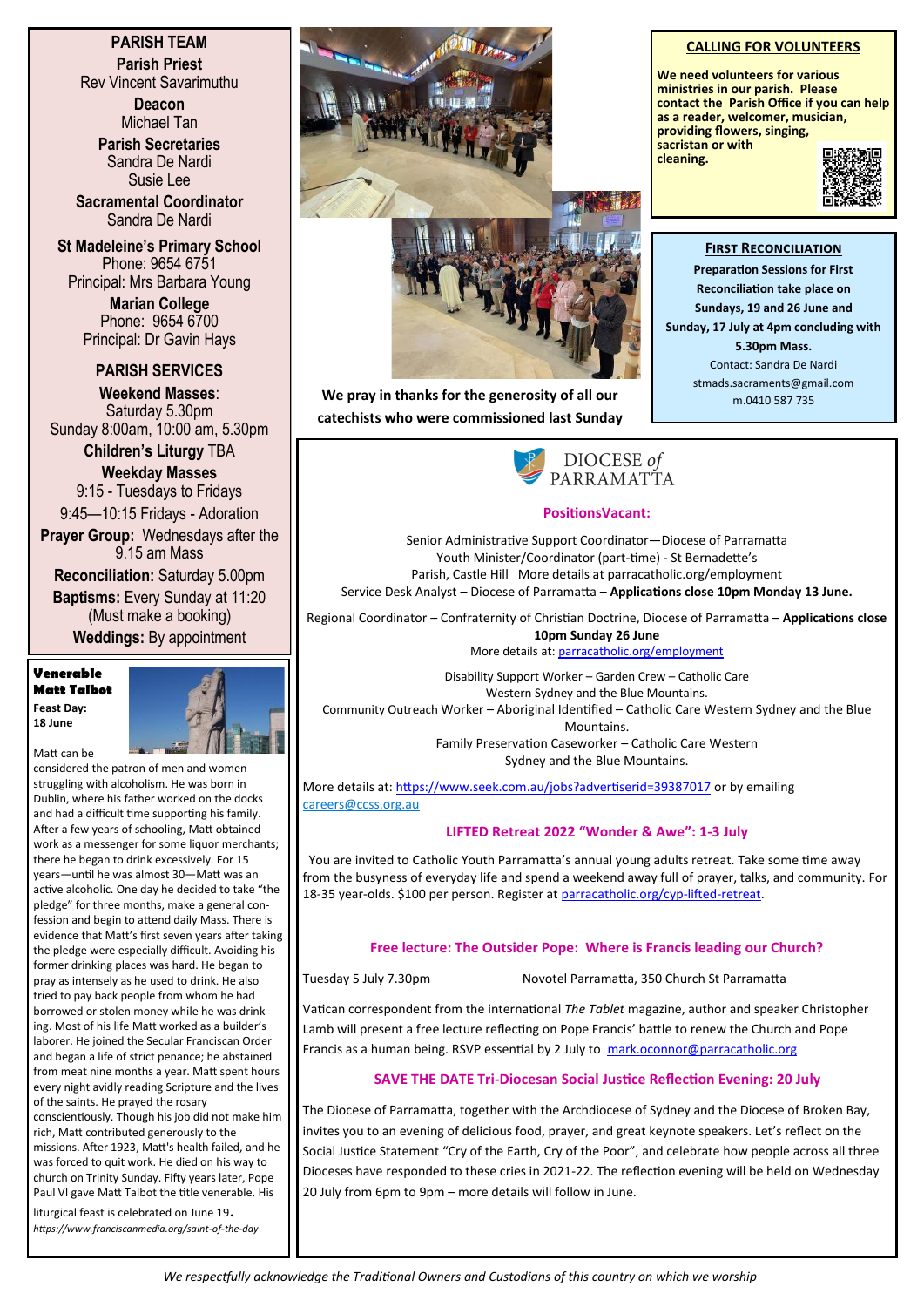## PARISH TEAM

**Parish Priest**
Rev Vincent Savarimuthu

**Deacon**
Michael Tan

**Parish Secretaries**
Sandra De Nardi
Susie Lee

**Sacramental Coordinator**
Sandra De Nardi

**St Madeleine's Primary School**
Phone: 9654 6751
Principal: Mrs Barbara Young

**Marian College**
Phone: 9654 6700
Principal: Dr Gavin Hays

## PARISH SERVICES

**Weekend Masses**:
Saturday 5.30pm
Sunday 8:00am, 10:00 am, 5.30pm

**Children's Liturgy** TBA

**Weekday Masses**
9:15 - Tuesdays to Fridays
9:45—10:15 Fridays - Adoration

**Prayer Group:** Wednesdays after the 9.15 am Mass

**Reconciliation:** Saturday 5.00pm

**Baptisms:** Every Sunday at 11:20 (Must make a booking)

**Weddings:** By appointment

### Venerable Matt Talbot

**Feast Day: 18 June**

Matt can be considered the patron of men and women struggling with alcoholism. He was born in Dublin, where his father worked on the docks and had a difficult time supporting his family. After a few years of schooling, Matt obtained work as a messenger for some liquor merchants; there he began to drink excessively. For 15 years—until he was almost 30—Matt was an active alcoholic. One day he decided to take "the pledge" for three months, make a general confession and begin to attend daily Mass. There is evidence that Matt's first seven years after taking the pledge were especially difficult. Avoiding his former drinking places was hard. He began to pray as intensely as he used to drink. He also tried to pay back people from whom he had borrowed or stolen money while he was drinking. Most of his life Matt worked as a builder's laborer. He joined the Secular Franciscan Order and began a life of strict penance; he abstained from meat nine months a year. Matt spent hours every night avidly reading Scripture and the lives of the saints. He prayed the rosary conscientiously. Though his job did not make him rich, Matt contributed generously to the missions. After 1923, Matt's health failed, and he was forced to quit work. He died on his way to church on Trinity Sunday. Fifty years later, Pope Paul VI gave Matt Talbot the title venerable. His liturgical feast is celebrated on June 19.

*https://www.franciscanmedia.org/saint-of-the-day*

**We pray in thanks for the generosity of all our catechists who were commissioned last Sunday**

## CALLING FOR VOLUNTEERS

**We need volunteers for various ministries in our parish. Please contact the Parish Office if you can help as a reader, welcomer, musician, providing flowers, singing, sacristan or with cleaning.**

## FIRST RECONCILIATION

**Preparation Sessions for First Reconciliation take place on Sundays, 19 and 26 June and Sunday, 17 July at 4pm concluding with 5.30pm Mass.**

Contact: Sandra De Nardi
stmads.sacraments@gmail.com
m.0410 587 735

## DIOCESE of PARRAMATTA

### PositionsVacant:

Senior Administrative Support Coordinator—Diocese of Parramatta
Youth Minister/Coordinator (part-time) - St Bernadette's Parish, Castle Hill More details at parracatholic.org/employment
Service Desk Analyst – Diocese of Parramatta – **Applications close 10pm Monday 13 June.**

Regional Coordinator – Confraternity of Christian Doctrine, Diocese of Parramatta – **Applications close 10pm Sunday 26 June**
More details at: parracatholic.org/employment

Disability Support Worker – Garden Crew – Catholic Care Western Sydney and the Blue Mountains.
Community Outreach Worker – Aboriginal Identified – Catholic Care Western Sydney and the Blue Mountains.
Family Preservation Caseworker – Catholic Care Western Sydney and the Blue Mountains.

More details at: https://www.seek.com.au/jobs?advertiserid=39387017 or by emailing careers@ccss.org.au

### LIFTED Retreat 2022 "Wonder & Awe": 1-3 July

You are invited to Catholic Youth Parramatta's annual young adults retreat. Take some time away from the busyness of everyday life and spend a weekend away full of prayer, talks, and community. For 18-35 year-olds. $100 per person. Register at parracatholic.org/cyp-lifted-retreat.

### Free lecture: The Outsider Pope: Where is Francis leading our Church?

Tuesday 5 July 7.30pm — Novotel Parramatta, 350 Church St Parramatta

Vatican correspondent from the international *The Tablet* magazine, author and speaker Christopher Lamb will present a free lecture reflecting on Pope Francis' battle to renew the Church and Pope Francis as a human being. RSVP essential by 2 July to mark.oconnor@parracatholic.org

### SAVE THE DATE Tri-Diocesan Social Justice Reflection Evening: 20 July

The Diocese of Parramatta, together with the Archdiocese of Sydney and the Diocese of Broken Bay, invites you to an evening of delicious food, prayer, and great keynote speakers. Let's reflect on the Social Justice Statement "Cry of the Earth, Cry of the Poor", and celebrate how people across all three Dioceses have responded to these cries in 2021-22. The reflection evening will be held on Wednesday 20 July from 6pm to 9pm – more details will follow in June.

*We respectfully acknowledge the Traditional Owners and Custodians of this country on which we worship*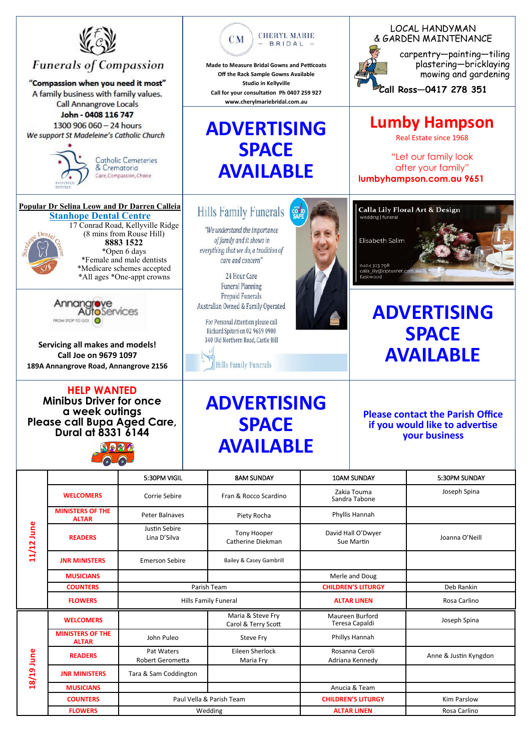**Funerals of Compassion**

"Compassion when you need it most"
A family business with family values.
Call Annangrove Locals
**John - 0408 116 747**
1300 906 060 – 24 hours
*We support St Madeleine's Catholic Church*

Catholic Cemeteries & Crematoria
Care, Compassion, Choice
PREFERRED PARTNER

CM CHERYL MARIE – BRIDAL –

**Made to Measure Bridal Gowns and Petticoats**
**Off the Rack Sample Gowns Available**
**Studio in Kellyville**
**Call for your consultation Ph 0407 259 927**
**www.cherylmariebridal.com.au**

LOCAL HANDYMAN
& GARDEN MAINTENANCE

carpentry—painting—tiling
plastering—bricklaying
mowing and gardening

**Call Ross—0417 278 351**

**ADVERTISING SPACE AVAILABLE**

**Lumby Hampson**
Real Estate since 1968
"Let our family look after your family"
**lumbyhampson.com.au 9651**

**Popular Dr Selina Leow and Dr Darren Calleia**
**Stanhope Dental Centre**
17 Conrad Road, Kellyville Ridge
(8 mins from Rouse Hill)
**8883 1522**
*Open 6 days
*Female and male dentists
*Medicare schemes accepted
*All ages *One-appt crowns

Hills Family Funerals
COVID SAFE

*"We understand the importance of family and it shows in everything that we do, a tradition of care and concern"*

24 Hour Care
Funeral Planning
Prepaid Funerals
Australian Owned & Family Operated

For Personal Attention please call
Richard Spiteri on 02 9659 0900
340 Old Northern Road, Castle Hill

Hills Family Funerals

**Calla Lily Floral Art & Design**
wedding | funeral
Elisabeth Salim
0404 323 798
calla_lily@optusnet.com.au
Eastwood

Annangrove AutoServices
FROM STOP TO GO!

**Servicing all makes and models!**
**Call Joe on 9679 1097**
**189A Annangrove Road, Annangrove 2156**

**ADVERTISING SPACE AVAILABLE**

**HELP WANTED**
**Minibus Driver for once a week outings**
**Please call Bupa Aged Care, Dural at 8331 6144**

**ADVERTISING SPACE AVAILABLE**

**Please contact the Parish Office if you would like to advertise your business**

| | | 5:30PM VIGIL | 8AM SUNDAY | 10AM SUNDAY | 5:30PM SUNDAY |
|---|---|---|---|---|---|
| **11/12 June** | **WELCOMERS** | Corrie Sebire | Fran & Rocco Scardino | Zakia Touma<br>Sandra Tabone | Joseph Spina |
| | **MINISTERS OF THE ALTAR** | Peter Balnaves | Piety Rocha | Phyllis Hannah | |
| | **READERS** | Justin Sebire<br>Lina D'Silva | Tony Hooper<br>Catherine Diekman | David Hall O'Dwyer<br>Sue Martin | Joanna O'Neill |
| | **JNR MINISTERS** | Emerson Sebire | Bailey & Casey Gambrill | | |
| | **MUSICIANS** | | | Merle and Doug | |
| | **COUNTERS** | Parish Team | | **CHILDREN'S LITURGY** | Deb Rankin |
| | **FLOWERS** | Hills Family Funeral | | **ALTAR LINEN** | Rosa Carlino |
| **18/19 June** | **WELCOMERS** | | Maria & Steve Fry<br>Carol & Terry Scott | Maureen Burford<br>Teresa Capaldi | Joseph Spina |
| | **MINISTERS OF THE ALTAR** | John Puleo | Steve Fry | Phillys Hannah | |
| | **READERS** | Pat Waters<br>Robert Gerometta | Eileen Sherlock<br>Maria Fry | Rosanna Ceroli<br>Adriana Kennedy | Anne & Justin Kyngdon |
| | **JNR MINISTERS** | Tara & Sam Coddington | | | |
| | **MUSICIANS** | | | Anucia & Team | |
| | **COUNTERS** | Paul Vella & Parish Team | | **CHILDREN'S LITURGY** | Kim Parslow |
| | **FLOWERS** | Wedding | | **ALTAR LINEN** | Rosa Carlino |